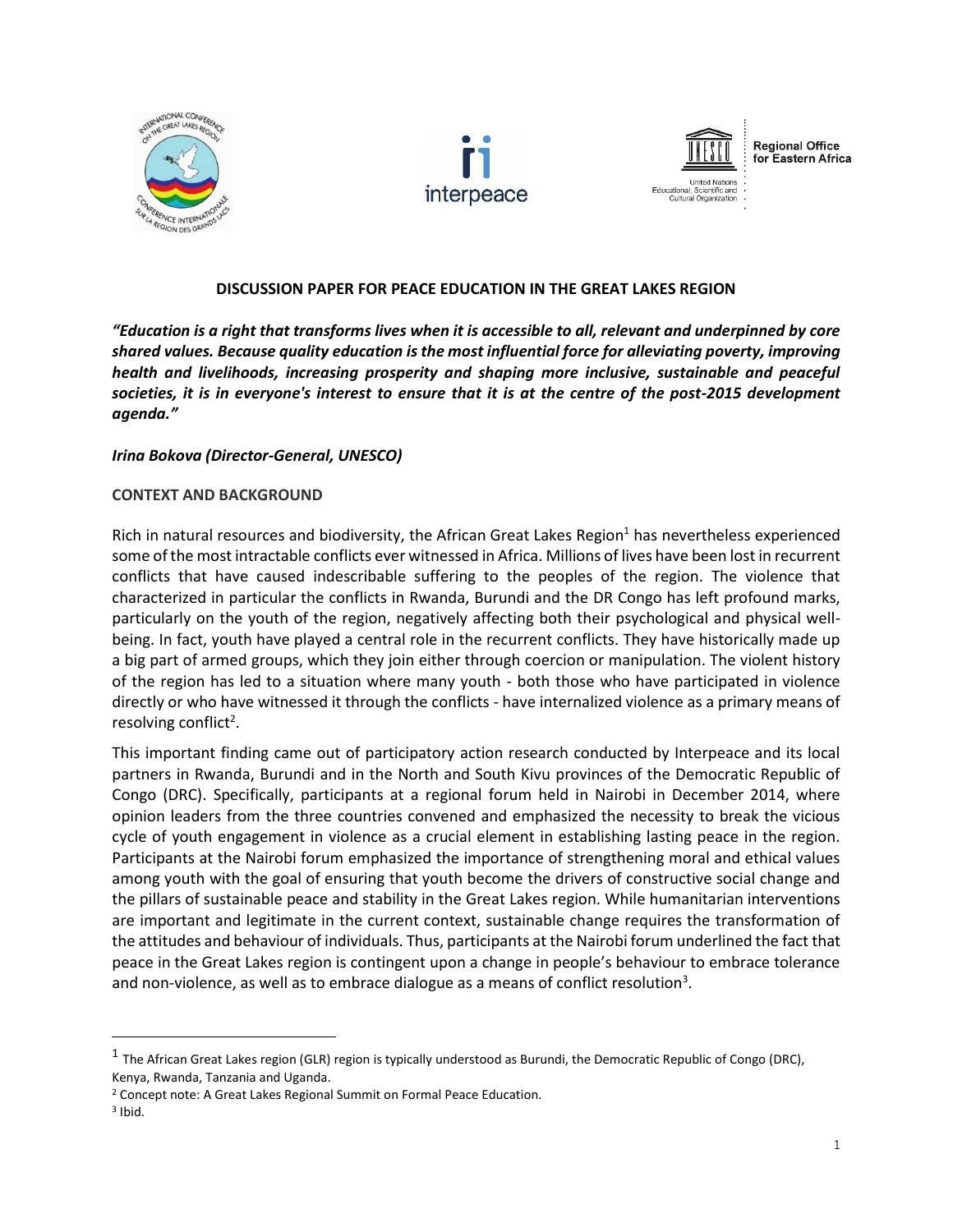**DISCUSSION PAPER FOR PEACE EDUCATION IN THE GREAT LAKES REGION**

***"Education is a right that transforms lives when it is accessible to all, relevant and underpinned by core shared values. Because quality education is the most influential force for alleviating poverty, improving health and livelihoods, increasing prosperity and shaping more inclusive, sustainable and peaceful societies, it is in everyone's interest to ensure that it is at the centre of the post-2015 development agenda."***

***Irina Bokova (Director-General, UNESCO)***

**CONTEXT AND BACKGROUND**

Rich in natural resources and biodiversity, the African Great Lakes Region[1] has nevertheless experienced some of the most intractable conflicts ever witnessed in Africa. Millions of lives have been lost in recurrent conflicts that have caused indescribable suffering to the peoples of the region. The violence that characterized in particular the conflicts in Rwanda, Burundi and the DR Congo has left profound marks, particularly on the youth of the region, negatively affecting both their psychological and physical well-being. In fact, youth have played a central role in the recurrent conflicts. They have historically made up a big part of armed groups, which they join either through coercion or manipulation. The violent history of the region has led to a situation where many youth - both those who have participated in violence directly or who have witnessed it through the conflicts - have internalized violence as a primary means of resolving conflict[2].

This important finding came out of participatory action research conducted by Interpeace and its local partners in Rwanda, Burundi and in the North and South Kivu provinces of the Democratic Republic of Congo (DRC). Specifically, participants at a regional forum held in Nairobi in December 2014, where opinion leaders from the three countries convened and emphasized the necessity to break the vicious cycle of youth engagement in violence as a crucial element in establishing lasting peace in the region. Participants at the Nairobi forum emphasized the importance of strengthening moral and ethical values among youth with the goal of ensuring that youth become the drivers of constructive social change and the pillars of sustainable peace and stability in the Great Lakes region. While humanitarian interventions are important and legitimate in the current context, sustainable change requires the transformation of the attitudes and behaviour of individuals. Thus, participants at the Nairobi forum underlined the fact that peace in the Great Lakes region is contingent upon a change in people's behaviour to embrace tolerance and non-violence, as well as to embrace dialogue as a means of conflict resolution[3].

---

[1] The African Great Lakes region (GLR) region is typically understood as Burundi, the Democratic Republic of Congo (DRC), Kenya, Rwanda, Tanzania and Uganda.

[2] Concept note: A Great Lakes Regional Summit on Formal Peace Education.

[3] Ibid.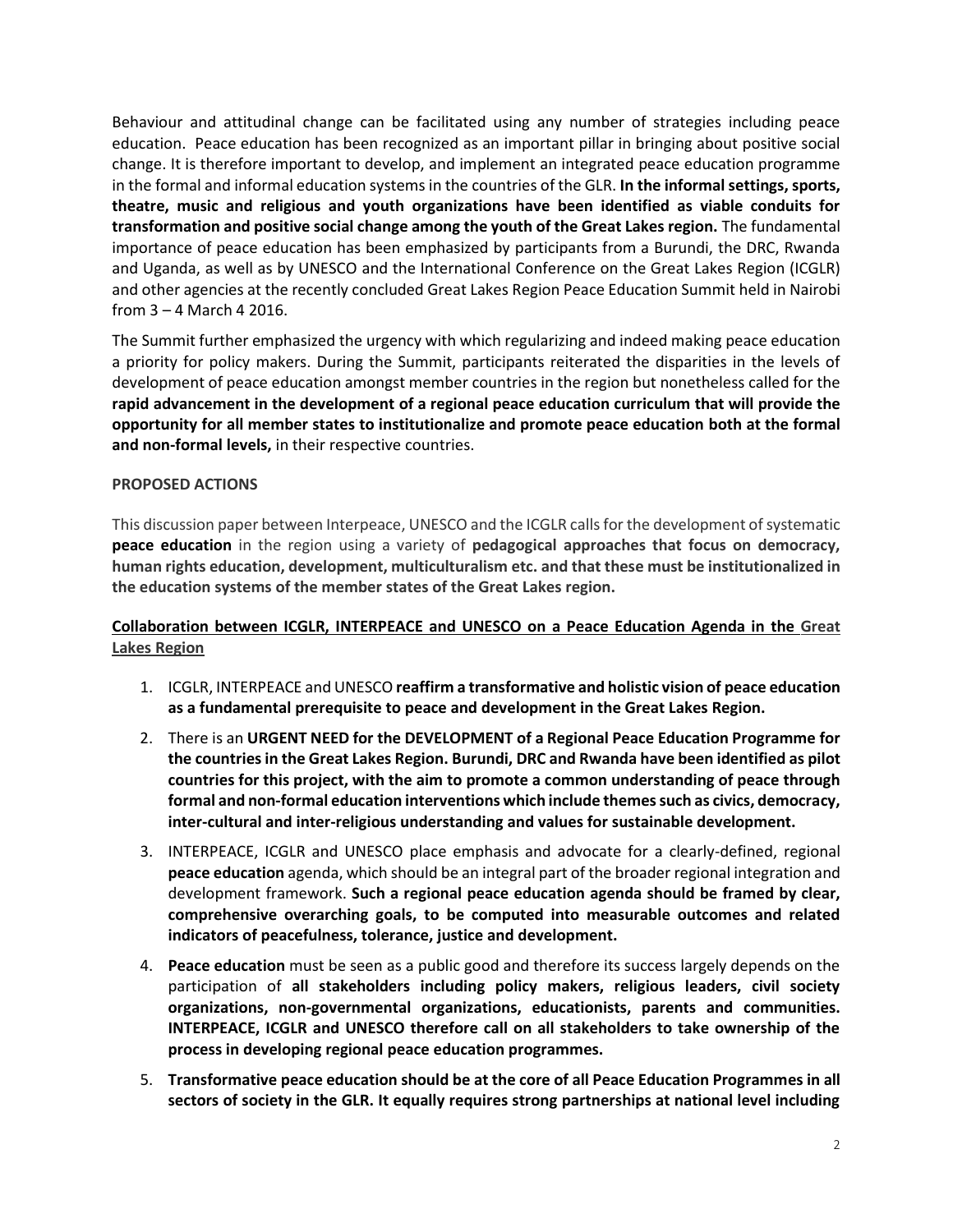Behaviour and attitudinal change can be facilitated using any number of strategies including peace education. Peace education has been recognized as an important pillar in bringing about positive social change. It is therefore important to develop, and implement an integrated peace education programme in the formal and informal education systems in the countries of the GLR. **In the informal settings, sports, theatre, music and religious and youth organizations have been identified as viable conduits for transformation and positive social change among the youth of the Great Lakes region.** The fundamental importance of peace education has been emphasized by participants from a Burundi, the DRC, Rwanda and Uganda, as well as by UNESCO and the International Conference on the Great Lakes Region (ICGLR) and other agencies at the recently concluded Great Lakes Region Peace Education Summit held in Nairobi from 3 – 4 March 4 2016.

The Summit further emphasized the urgency with which regularizing and indeed making peace education a priority for policy makers. During the Summit, participants reiterated the disparities in the levels of development of peace education amongst member countries in the region but nonetheless called for the **rapid advancement in the development of a regional peace education curriculum that will provide the opportunity for all member states to institutionalize and promote peace education both at the formal and non-formal levels,** in their respective countries.

**PROPOSED ACTIONS**

This discussion paper between Interpeace, UNESCO and the ICGLR calls for the development of systematic **peace education** in the region using a variety of **pedagogical approaches that focus on democracy, human rights education, development, multiculturalism etc. and that these must be institutionalized in the education systems of the member states of the Great Lakes region.**

**Collaboration between ICGLR, INTERPEACE and UNESCO on a Peace Education Agenda in the Great Lakes Region**

1. ICGLR, INTERPEACE and UNESCO **reaffirm a transformative and holistic vision of peace education as a fundamental prerequisite to peace and development in the Great Lakes Region.**
2. There is an **URGENT NEED for the DEVELOPMENT of a Regional Peace Education Programme for the countries in the Great Lakes Region. Burundi, DRC and Rwanda have been identified as pilot countries for this project, with the aim to promote a common understanding of peace through formal and non-formal education interventions which include themes such as civics, democracy, inter-cultural and inter-religious understanding and values for sustainable development.**
3. INTERPEACE, ICGLR and UNESCO place emphasis and advocate for a clearly-defined, regional **peace education** agenda, which should be an integral part of the broader regional integration and development framework. **Such a regional peace education agenda should be framed by clear, comprehensive overarching goals, to be computed into measurable outcomes and related indicators of peacefulness, tolerance, justice and development.**
4. **Peace education** must be seen as a public good and therefore its success largely depends on the participation of **all stakeholders including policy makers, religious leaders, civil society organizations, non-governmental organizations, educationists, parents and communities. INTERPEACE, ICGLR and UNESCO therefore call on all stakeholders to take ownership of the process in developing regional peace education programmes.**
5. **Transformative peace education should be at the core of all Peace Education Programmes in all sectors of society in the GLR. It equally requires strong partnerships at national level including**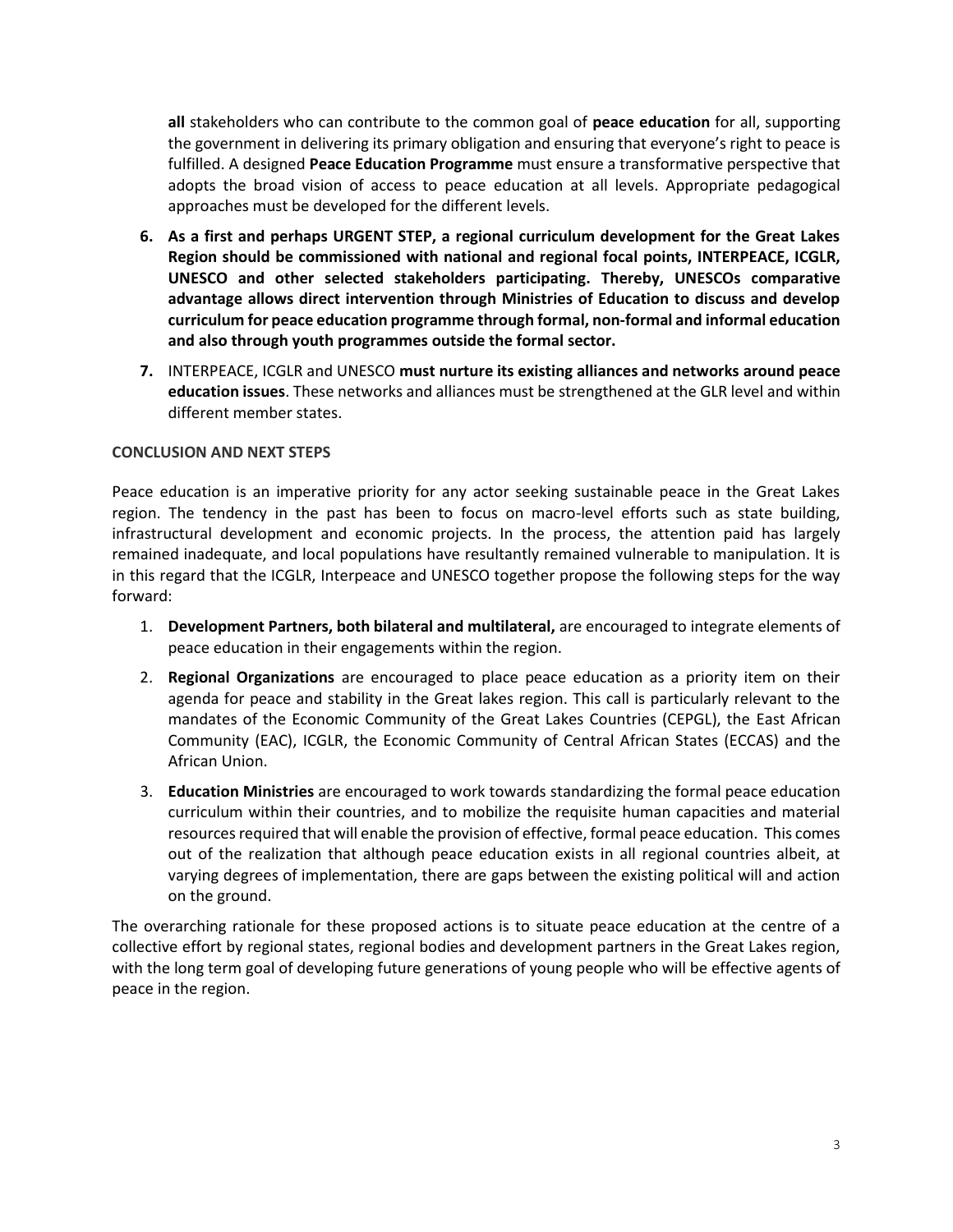**all** stakeholders who can contribute to the common goal of **peace education** for all, supporting the government in delivering its primary obligation and ensuring that everyone's right to peace is fulfilled. A designed **Peace Education Programme** must ensure a transformative perspective that adopts the broad vision of access to peace education at all levels. Appropriate pedagogical approaches must be developed for the different levels.

6. **As a first and perhaps URGENT STEP, a regional curriculum development for the Great Lakes Region should be commissioned with national and regional focal points, INTERPEACE, ICGLR, UNESCO and other selected stakeholders participating. Thereby, UNESCOs comparative advantage allows direct intervention through Ministries of Education to discuss and develop curriculum for peace education programme through formal, non-formal and informal education and also through youth programmes outside the formal sector.**

7. INTERPEACE, ICGLR and UNESCO **must nurture its existing alliances and networks around peace education issues**. These networks and alliances must be strengthened at the GLR level and within different member states.

**CONCLUSION AND NEXT STEPS**

Peace education is an imperative priority for any actor seeking sustainable peace in the Great Lakes region. The tendency in the past has been to focus on macro-level efforts such as state building, infrastructural development and economic projects. In the process, the attention paid has largely remained inadequate, and local populations have resultantly remained vulnerable to manipulation. It is in this regard that the ICGLR, Interpeace and UNESCO together propose the following steps for the way forward:

1. **Development Partners, both bilateral and multilateral,** are encouraged to integrate elements of peace education in their engagements within the region.

2. **Regional Organizations** are encouraged to place peace education as a priority item on their agenda for peace and stability in the Great lakes region. This call is particularly relevant to the mandates of the Economic Community of the Great Lakes Countries (CEPGL), the East African Community (EAC), ICGLR, the Economic Community of Central African States (ECCAS) and the African Union.

3. **Education Ministries** are encouraged to work towards standardizing the formal peace education curriculum within their countries, and to mobilize the requisite human capacities and material resources required that will enable the provision of effective, formal peace education. This comes out of the realization that although peace education exists in all regional countries albeit, at varying degrees of implementation, there are gaps between the existing political will and action on the ground.

The overarching rationale for these proposed actions is to situate peace education at the centre of a collective effort by regional states, regional bodies and development partners in the Great Lakes region, with the long term goal of developing future generations of young people who will be effective agents of peace in the region.